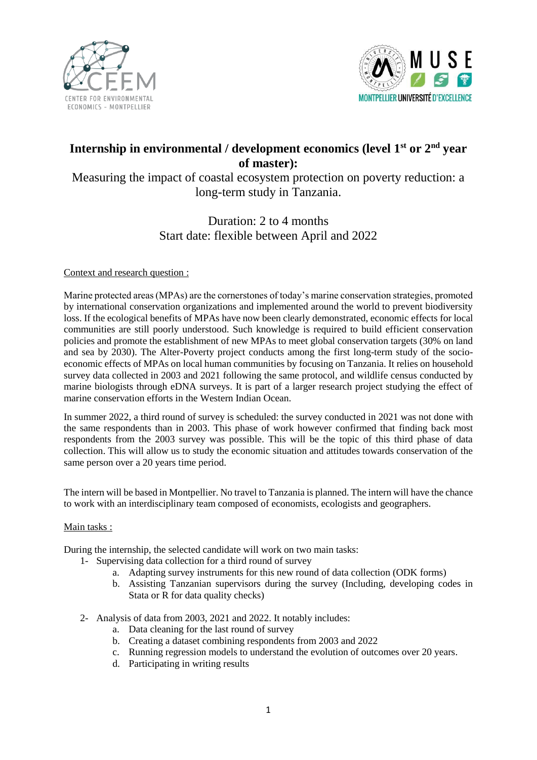# Internship in environmental / development economics (level 1st or 2nd year of master):

## Measuring the impact of coastal ecosystem protection on poverty reduction: a long-term study in Tanzania.

Duration: 2 to 4 months
Start date: flexible between April and 2022

### Context and research question :

Marine protected areas (MPAs) are the cornerstones of today's marine conservation strategies, promoted by international conservation organizations and implemented around the world to prevent biodiversity loss. If the ecological benefits of MPAs have now been clearly demonstrated, economic effects for local communities are still poorly understood. Such knowledge is required to build efficient conservation policies and promote the establishment of new MPAs to meet global conservation targets (30% on land and sea by 2030). The Alter-Poverty project conducts among the first long-term study of the socio-economic effects of MPAs on local human communities by focusing on Tanzania. It relies on household survey data collected in 2003 and 2021 following the same protocol, and wildlife census conducted by marine biologists through eDNA surveys. It is part of a larger research project studying the effect of marine conservation efforts in the Western Indian Ocean.

In summer 2022, a third round of survey is scheduled: the survey conducted in 2021 was not done with the same respondents than in 2003. This phase of work however confirmed that finding back most respondents from the 2003 survey was possible. This will be the topic of this third phase of data collection. This will allow us to study the economic situation and attitudes towards conservation of the same person over a 20 years time period.

The intern will be based in Montpellier. No travel to Tanzania is planned. The intern will have the chance to work with an interdisciplinary team composed of economists, ecologists and geographers.

### Main tasks :

During the internship, the selected candidate will work on two main tasks:

1. Supervising data collection for a third round of survey
   a. Adapting survey instruments for this new round of data collection (ODK forms)
   b. Assisting Tanzanian supervisors during the survey (Including, developing codes in Stata or R for data quality checks)

2. Analysis of data from 2003, 2021 and 2022. It notably includes:
   a. Data cleaning for the last round of survey
   b. Creating a dataset combining respondents from 2003 and 2022
   c. Running regression models to understand the evolution of outcomes over 20 years.
   d. Participating in writing results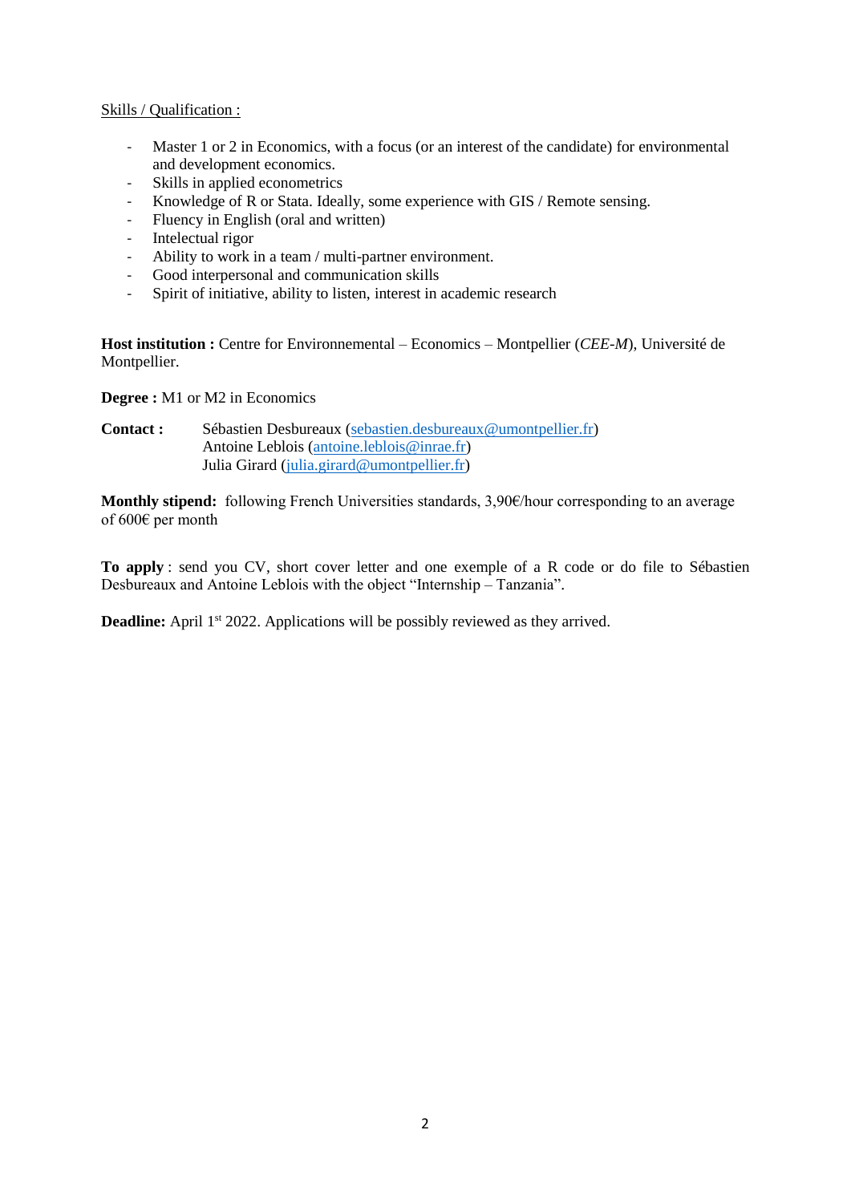Skills / Qualification :

- Master 1 or 2 in Economics, with a focus (or an interest of the candidate) for environmental and development economics.
- Skills in applied econometrics
- Knowledge of R or Stata. Ideally, some experience with GIS / Remote sensing.
- Fluency in English (oral and written)
- Intelectual rigor
- Ability to work in a team / multi-partner environment.
- Good interpersonal and communication skills
- Spirit of initiative, ability to listen, interest in academic research

**Host institution :** Centre for Environnemental – Economics – Montpellier (*CEE-M*), Université de Montpellier.

**Degree :** M1 or M2 in Economics

**Contact :** Sébastien Desbureaux (sebastien.desbureaux@umontpellier.fr)
Antoine Leblois (antoine.leblois@inrae.fr)
Julia Girard (julia.girard@umontpellier.fr)

**Monthly stipend:** following French Universities standards, 3,90€/hour corresponding to an average of 600€ per month

**To apply** : send you CV, short cover letter and one exemple of a R code or do file to Sébastien Desbureaux and Antoine Leblois with the object "Internship – Tanzania".

**Deadline:** April 1st 2022. Applications will be possibly reviewed as they arrived.